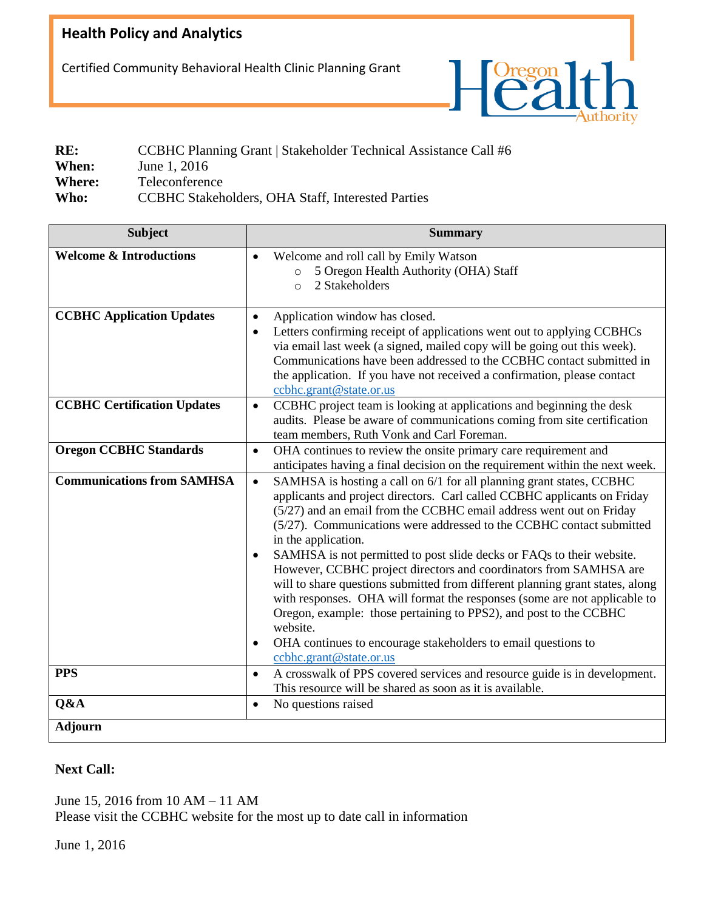# Health Policy and Analytics

Certified Community Behavioral Health Clinic Planning Grant

Oregon Health Authority

**RE:** CCBHC Planning Grant | Stakeholder Technical Assistance Call #6
**When:** June 1, 2016
**Where:** Teleconference
**Who:** CCBHC Stakeholders, OHA Staff, Interested Parties

| Subject | Summary |
| --- | --- |
| **Welcome & Introductions** | • Welcome and roll call by Emily Watson<br>  ○ 5 Oregon Health Authority (OHA) Staff<br>  ○ 2 Stakeholders |
| **CCBHC Application Updates** | • Application window has closed.<br>• Letters confirming receipt of applications went out to applying CCBHCs via email last week (a signed, mailed copy will be going out this week). Communications have been addressed to the CCBHC contact submitted in the application. If you have not received a confirmation, please contact ccbhc.grant@state.or.us |
| **CCBHC Certification Updates** | • CCBHC project team is looking at applications and beginning the desk audits. Please be aware of communications coming from site certification team members, Ruth Vonk and Carl Foreman. |
| **Oregon CCBHC Standards** | • OHA continues to review the onsite primary care requirement and anticipates having a final decision on the requirement within the next week. |
| **Communications from SAMHSA** | • SAMHSA is hosting a call on 6/1 for all planning grant states, CCBHC applicants and project directors. Carl called CCBHC applicants on Friday (5/27) and an email from the CCBHC email address went out on Friday (5/27). Communications were addressed to the CCBHC contact submitted in the application.<br>• SAMHSA is not permitted to post slide decks or FAQs to their website. However, CCBHC project directors and coordinators from SAMHSA are will to share questions submitted from different planning grant states, along with responses. OHA will format the responses (some are not applicable to Oregon, example: those pertaining to PPS2), and post to the CCBHC website.<br>• OHA continues to encourage stakeholders to email questions to ccbhc.grant@state.or.us |
| **PPS** | • A crosswalk of PPS covered services and resource guide is in development. This resource will be shared as soon as it is available. |
| **Q&A** | • No questions raised |
| **Adjourn** | |

**Next Call:**

June 15, 2016 from 10 AM – 11 AM
Please visit the CCBHC website for the most up to date call in information

June 1, 2016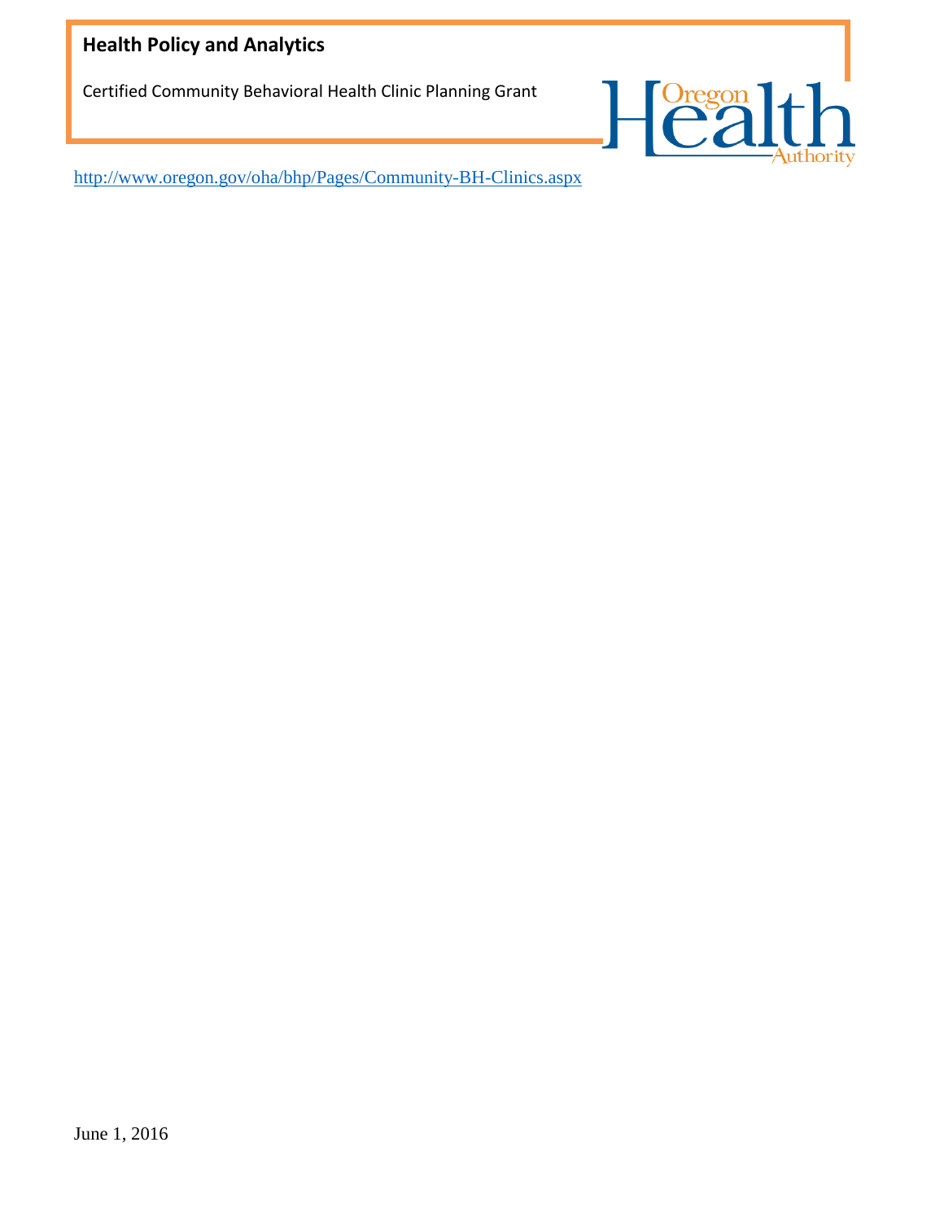**Health Policy and Analytics**

Certified Community Behavioral Health Clinic Planning Grant

http://www.oregon.gov/oha/bhp/Pages/Community-BH-Clinics.aspx

June 1, 2016